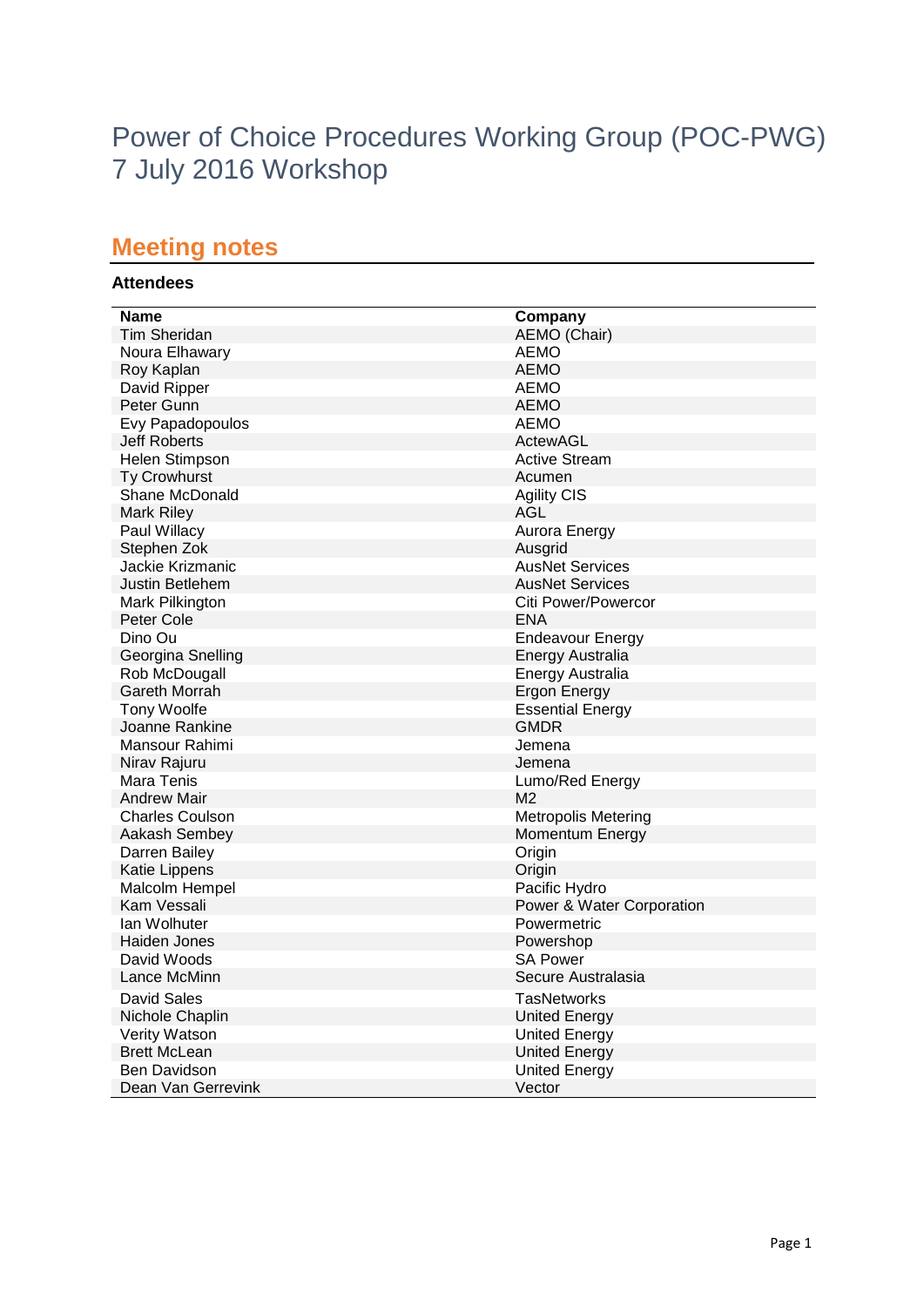# Power of Choice Procedures Working Group (POC-PWG) 7 July 2016 Workshop

## Meeting notes

**Attendees**

| Name | Company |
|---|---|
| Tim Sheridan | AEMO (Chair) |
| Noura Elhawary | AEMO |
| Roy Kaplan | AEMO |
| David Ripper | AEMO |
| Peter Gunn | AEMO |
| Evy Papadopoulos | AEMO |
| Jeff Roberts | ActewAGL |
| Helen Stimpson | Active Stream |
| Ty Crowhurst | Acumen |
| Shane McDonald | Agility CIS |
| Mark Riley | AGL |
| Paul Willacy | Aurora Energy |
| Stephen Zok | Ausgrid |
| Jackie Krizmanic | AusNet Services |
| Justin Betlehem | AusNet Services |
| Mark Pilkington | Citi Power/Powercor |
| Peter Cole | ENA |
| Dino Ou | Endeavour Energy |
| Georgina Snelling | Energy Australia |
| Rob McDougall | Energy Australia |
| Gareth Morrah | Ergon Energy |
| Tony Woolfe | Essential Energy |
| Joanne Rankine | GMDR |
| Mansour Rahimi | Jemena |
| Nirav Rajuru | Jemena |
| Mara Tenis | Lumo/Red Energy |
| Andrew Mair | M2 |
| Charles Coulson | Metropolis Metering |
| Aakash Sembey | Momentum Energy |
| Darren Bailey | Origin |
| Katie Lippens | Origin |
| Malcolm Hempel | Pacific Hydro |
| Kam Vessali | Power & Water Corporation |
| Ian Wolhuter | Powermetric |
| Haiden Jones | Powershop |
| David Woods | SA Power |
| Lance McMinn | Secure Australasia |
| David Sales | TasNetworks |
| Nichole Chaplin | United Energy |
| Verity Watson | United Energy |
| Brett McLean | United Energy |
| Ben Davidson | United Energy |
| Dean Van Gerrevink | Vector |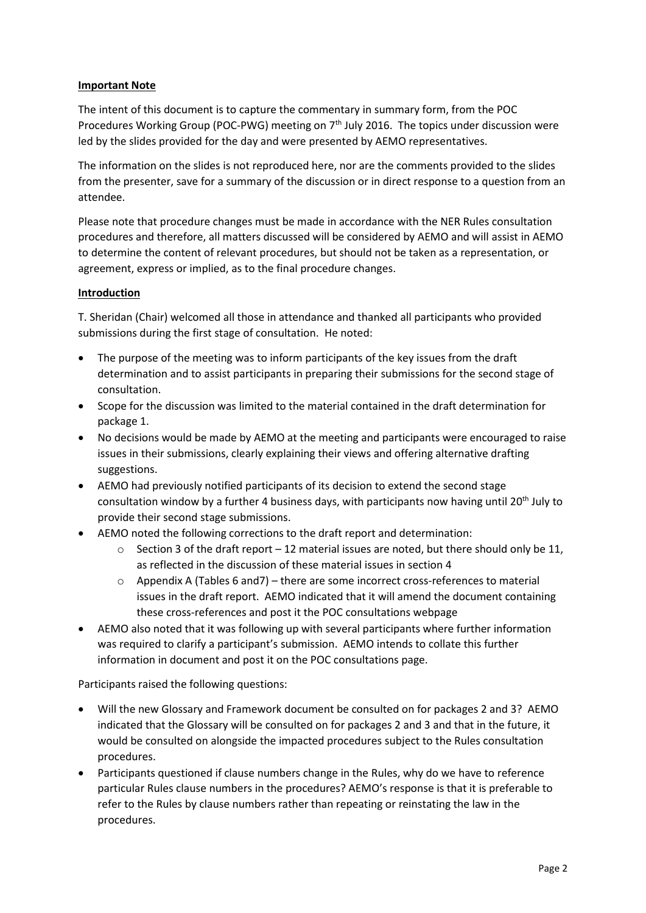**Important Note**

The intent of this document is to capture the commentary in summary form, from the POC Procedures Working Group (POC-PWG) meeting on 7th July 2016. The topics under discussion were led by the slides provided for the day and were presented by AEMO representatives.

The information on the slides is not reproduced here, nor are the comments provided to the slides from the presenter, save for a summary of the discussion or in direct response to a question from an attendee.

Please note that procedure changes must be made in accordance with the NER Rules consultation procedures and therefore, all matters discussed will be considered by AEMO and will assist in AEMO to determine the content of relevant procedures, but should not be taken as a representation, or agreement, express or implied, as to the final procedure changes.

**Introduction**

T. Sheridan (Chair) welcomed all those in attendance and thanked all participants who provided submissions during the first stage of consultation. He noted:

- The purpose of the meeting was to inform participants of the key issues from the draft determination and to assist participants in preparing their submissions for the second stage of consultation.
- Scope for the discussion was limited to the material contained in the draft determination for package 1.
- No decisions would be made by AEMO at the meeting and participants were encouraged to raise issues in their submissions, clearly explaining their views and offering alternative drafting suggestions.
- AEMO had previously notified participants of its decision to extend the second stage consultation window by a further 4 business days, with participants now having until 20th July to provide their second stage submissions.
- AEMO noted the following corrections to the draft report and determination:
  - Section 3 of the draft report – 12 material issues are noted, but there should only be 11, as reflected in the discussion of these material issues in section 4
  - Appendix A (Tables 6 and7) – there are some incorrect cross-references to material issues in the draft report. AEMO indicated that it will amend the document containing these cross-references and post it the POC consultations webpage
- AEMO also noted that it was following up with several participants where further information was required to clarify a participant's submission. AEMO intends to collate this further information in document and post it on the POC consultations page.

Participants raised the following questions:

- Will the new Glossary and Framework document be consulted on for packages 2 and 3? AEMO indicated that the Glossary will be consulted on for packages 2 and 3 and that in the future, it would be consulted on alongside the impacted procedures subject to the Rules consultation procedures.
- Participants questioned if clause numbers change in the Rules, why do we have to reference particular Rules clause numbers in the procedures? AEMO's response is that it is preferable to refer to the Rules by clause numbers rather than repeating or reinstating the law in the procedures.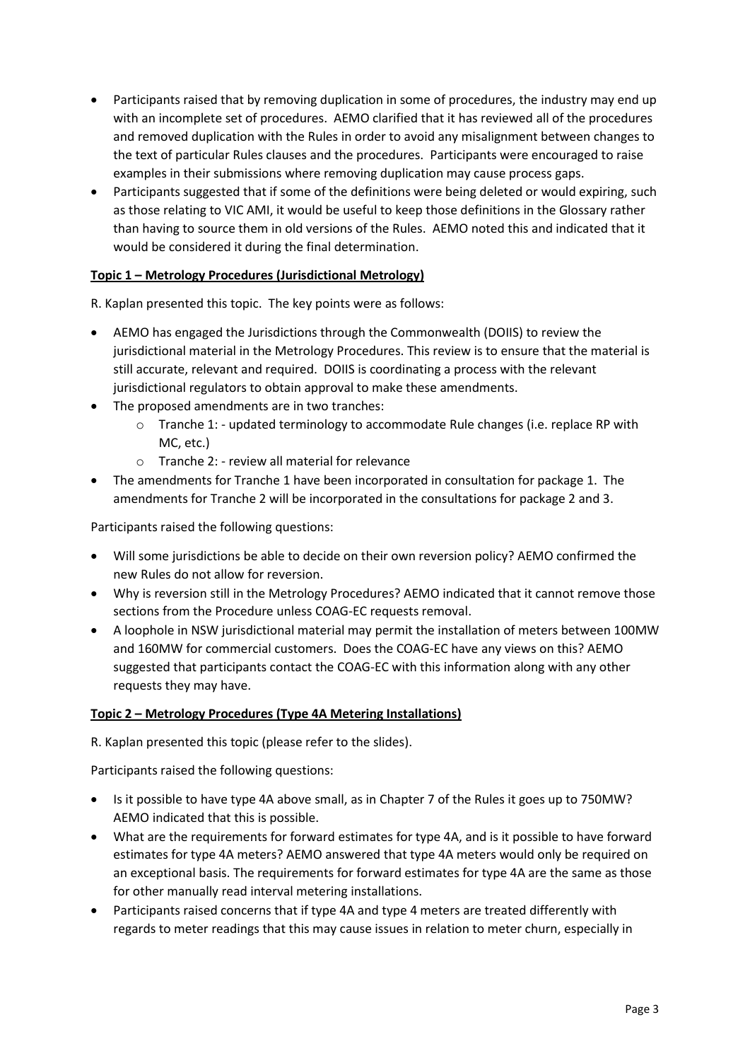- Participants raised that by removing duplication in some of procedures, the industry may end up with an incomplete set of procedures. AEMO clarified that it has reviewed all of the procedures and removed duplication with the Rules in order to avoid any misalignment between changes to the text of particular Rules clauses and the procedures. Participants were encouraged to raise examples in their submissions where removing duplication may cause process gaps.
- Participants suggested that if some of the definitions were being deleted or would expiring, such as those relating to VIC AMI, it would be useful to keep those definitions in the Glossary rather than having to source them in old versions of the Rules. AEMO noted this and indicated that it would be considered it during the final determination.

**Topic 1 – Metrology Procedures (Jurisdictional Metrology)**

R. Kaplan presented this topic. The key points were as follows:

- AEMO has engaged the Jurisdictions through the Commonwealth (DOIIS) to review the jurisdictional material in the Metrology Procedures. This review is to ensure that the material is still accurate, relevant and required. DOIIS is coordinating a process with the relevant jurisdictional regulators to obtain approval to make these amendments.
- The proposed amendments are in two tranches:
  - Tranche 1: - updated terminology to accommodate Rule changes (i.e. replace RP with MC, etc.)
  - Tranche 2: - review all material for relevance
- The amendments for Tranche 1 have been incorporated in consultation for package 1. The amendments for Tranche 2 will be incorporated in the consultations for package 2 and 3.

Participants raised the following questions:

- Will some jurisdictions be able to decide on their own reversion policy? AEMO confirmed the new Rules do not allow for reversion.
- Why is reversion still in the Metrology Procedures? AEMO indicated that it cannot remove those sections from the Procedure unless COAG-EC requests removal.
- A loophole in NSW jurisdictional material may permit the installation of meters between 100MW and 160MW for commercial customers. Does the COAG-EC have any views on this? AEMO suggested that participants contact the COAG-EC with this information along with any other requests they may have.

**Topic 2 – Metrology Procedures (Type 4A Metering Installations)**

R. Kaplan presented this topic (please refer to the slides).

Participants raised the following questions:

- Is it possible to have type 4A above small, as in Chapter 7 of the Rules it goes up to 750MW? AEMO indicated that this is possible.
- What are the requirements for forward estimates for type 4A, and is it possible to have forward estimates for type 4A meters? AEMO answered that type 4A meters would only be required on an exceptional basis. The requirements for forward estimates for type 4A are the same as those for other manually read interval metering installations.
- Participants raised concerns that if type 4A and type 4 meters are treated differently with regards to meter readings that this may cause issues in relation to meter churn, especially in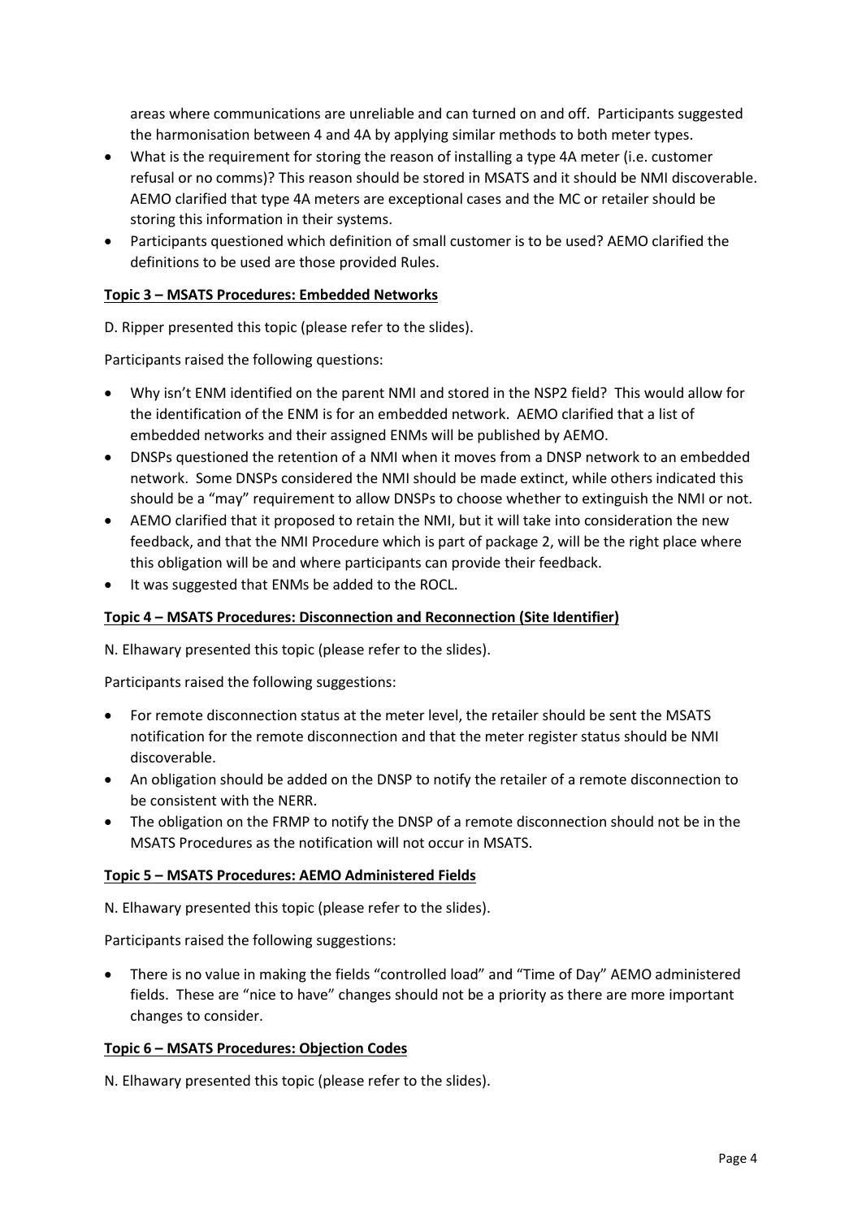areas where communications are unreliable and can turned on and off. Participants suggested the harmonisation between 4 and 4A by applying similar methods to both meter types.

- What is the requirement for storing the reason of installing a type 4A meter (i.e. customer refusal or no comms)? This reason should be stored in MSATS and it should be NMI discoverable. AEMO clarified that type 4A meters are exceptional cases and the MC or retailer should be storing this information in their systems.
- Participants questioned which definition of small customer is to be used? AEMO clarified the definitions to be used are those provided Rules.

**Topic 3 – MSATS Procedures: Embedded Networks**

D. Ripper presented this topic (please refer to the slides).

Participants raised the following questions:

- Why isn't ENM identified on the parent NMI and stored in the NSP2 field? This would allow for the identification of the ENM is for an embedded network. AEMO clarified that a list of embedded networks and their assigned ENMs will be published by AEMO.
- DNSPs questioned the retention of a NMI when it moves from a DNSP network to an embedded network. Some DNSPs considered the NMI should be made extinct, while others indicated this should be a "may" requirement to allow DNSPs to choose whether to extinguish the NMI or not.
- AEMO clarified that it proposed to retain the NMI, but it will take into consideration the new feedback, and that the NMI Procedure which is part of package 2, will be the right place where this obligation will be and where participants can provide their feedback.
- It was suggested that ENMs be added to the ROCL.

**Topic 4 – MSATS Procedures: Disconnection and Reconnection (Site Identifier)**

N. Elhawary presented this topic (please refer to the slides).

Participants raised the following suggestions:

- For remote disconnection status at the meter level, the retailer should be sent the MSATS notification for the remote disconnection and that the meter register status should be NMI discoverable.
- An obligation should be added on the DNSP to notify the retailer of a remote disconnection to be consistent with the NERR.
- The obligation on the FRMP to notify the DNSP of a remote disconnection should not be in the MSATS Procedures as the notification will not occur in MSATS.

**Topic 5 – MSATS Procedures: AEMO Administered Fields**

N. Elhawary presented this topic (please refer to the slides).

Participants raised the following suggestions:

- There is no value in making the fields "controlled load" and "Time of Day" AEMO administered fields. These are "nice to have" changes should not be a priority as there are more important changes to consider.

**Topic 6 – MSATS Procedures: Objection Codes**

N. Elhawary presented this topic (please refer to the slides).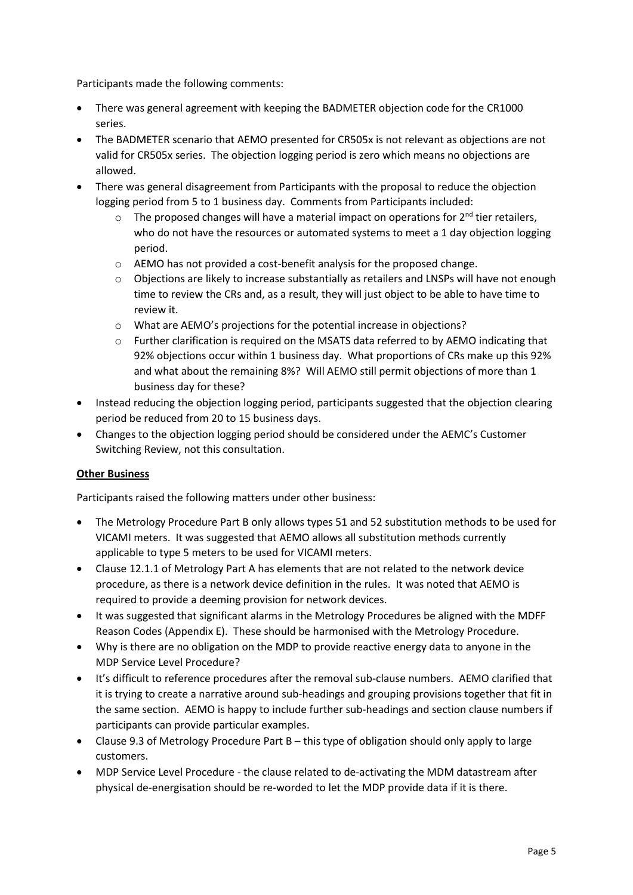Participants made the following comments:

- There was general agreement with keeping the BADMETER objection code for the CR1000 series.
- The BADMETER scenario that AEMO presented for CR505x is not relevant as objections are not valid for CR505x series. The objection logging period is zero which means no objections are allowed.
- There was general disagreement from Participants with the proposal to reduce the objection logging period from 5 to 1 business day. Comments from Participants included:
  - The proposed changes will have a material impact on operations for 2nd tier retailers, who do not have the resources or automated systems to meet a 1 day objection logging period.
  - AEMO has not provided a cost-benefit analysis for the proposed change.
  - Objections are likely to increase substantially as retailers and LNSPs will have not enough time to review the CRs and, as a result, they will just object to be able to have time to review it.
  - What are AEMO's projections for the potential increase in objections?
  - Further clarification is required on the MSATS data referred to by AEMO indicating that 92% objections occur within 1 business day. What proportions of CRs make up this 92% and what about the remaining 8%? Will AEMO still permit objections of more than 1 business day for these?
- Instead reducing the objection logging period, participants suggested that the objection clearing period be reduced from 20 to 15 business days.
- Changes to the objection logging period should be considered under the AEMC's Customer Switching Review, not this consultation.

**Other Business**

Participants raised the following matters under other business:

- The Metrology Procedure Part B only allows types 51 and 52 substitution methods to be used for VICAMI meters. It was suggested that AEMO allows all substitution methods currently applicable to type 5 meters to be used for VICAMI meters.
- Clause 12.1.1 of Metrology Part A has elements that are not related to the network device procedure, as there is a network device definition in the rules. It was noted that AEMO is required to provide a deeming provision for network devices.
- It was suggested that significant alarms in the Metrology Procedures be aligned with the MDFF Reason Codes (Appendix E). These should be harmonised with the Metrology Procedure.
- Why is there are no obligation on the MDP to provide reactive energy data to anyone in the MDP Service Level Procedure?
- It's difficult to reference procedures after the removal sub-clause numbers. AEMO clarified that it is trying to create a narrative around sub-headings and grouping provisions together that fit in the same section. AEMO is happy to include further sub-headings and section clause numbers if participants can provide particular examples.
- Clause 9.3 of Metrology Procedure Part B – this type of obligation should only apply to large customers.
- MDP Service Level Procedure - the clause related to de-activating the MDM datastream after physical de-energisation should be re-worded to let the MDP provide data if it is there.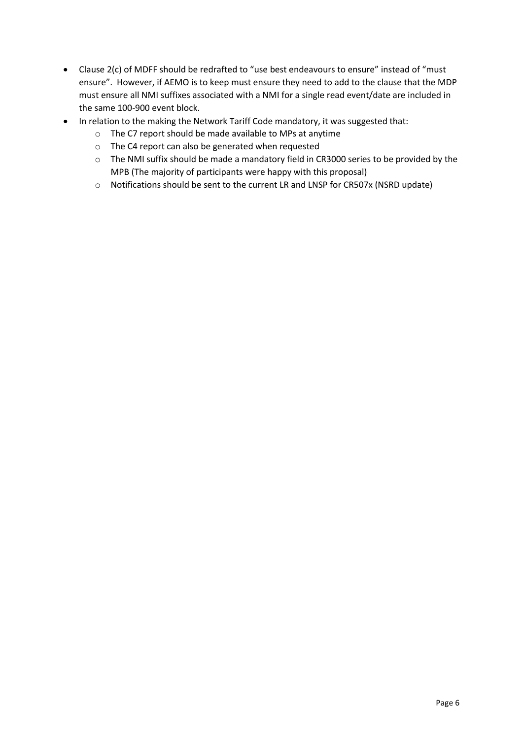- Clause 2(c) of MDFF should be redrafted to "use best endeavours to ensure" instead of "must ensure". However, if AEMO is to keep must ensure they need to add to the clause that the MDP must ensure all NMI suffixes associated with a NMI for a single read event/date are included in the same 100-900 event block.
- In relation to the making the Network Tariff Code mandatory, it was suggested that:
  - The C7 report should be made available to MPs at anytime
  - The C4 report can also be generated when requested
  - The NMI suffix should be made a mandatory field in CR3000 series to be provided by the MPB (The majority of participants were happy with this proposal)
  - Notifications should be sent to the current LR and LNSP for CR507x (NSRD update)